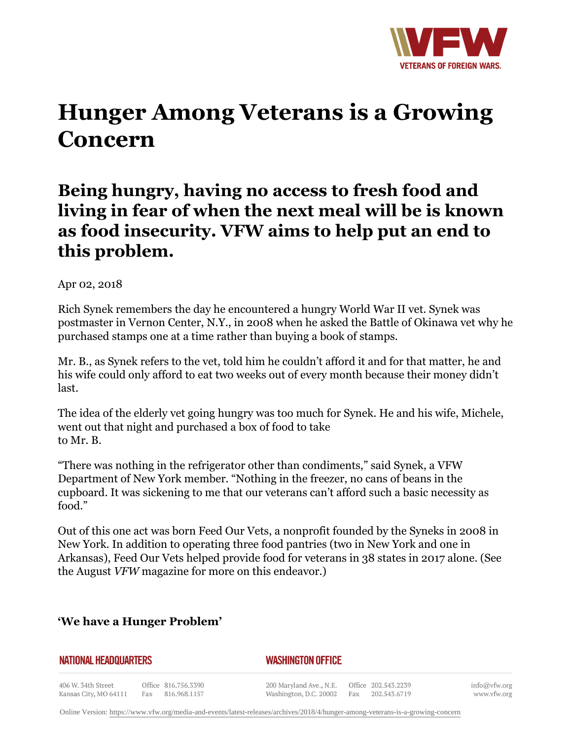# Hunger Among Veterans is a Growing Concern

## Being hungry, having no access to fresh food and living in fear of when the next meal will be is known as food insecurity. VFW aims to help put an end to this problem.

Apr 02, 2018

Rich Synek remembers the day he encountered a hungry World War II vet. Synek was postmaster in Vernon Center, N.Y., in 2008 when he asked the Battle of Okinawa vet why he purchased stamps one at a time rather than buying a book of stamps.

Mr. B., as Synek refers to the vet, told him he couldn't afford it and for that matter, he and his wife could only afford to eat two weeks out of every month because their money didn't last.

The idea of the elderly vet going hungry was too much for Synek. He and his wife, Michele, went out that night and purchased a box of food to take to Mr. B.

"There was nothing in the refrigerator other than condiments," said Synek, a VFW Department of New York member. "Nothing in the freezer, no cans of beans in the cupboard. It was sickening to me that our veterans can't afford such a basic necessity as food."

Out of this one act was born Feed Our Vets, a nonprofit founded by the Syneks in 2008 in New York. In addition to operating three food pantries (two in New York and one in Arkansas), Feed Our Vets helped provide food for veterans in 38 states in 2017 alone. (See the August *VFW* magazine for more on this endeavor.)

### 'We have a Hunger Problem'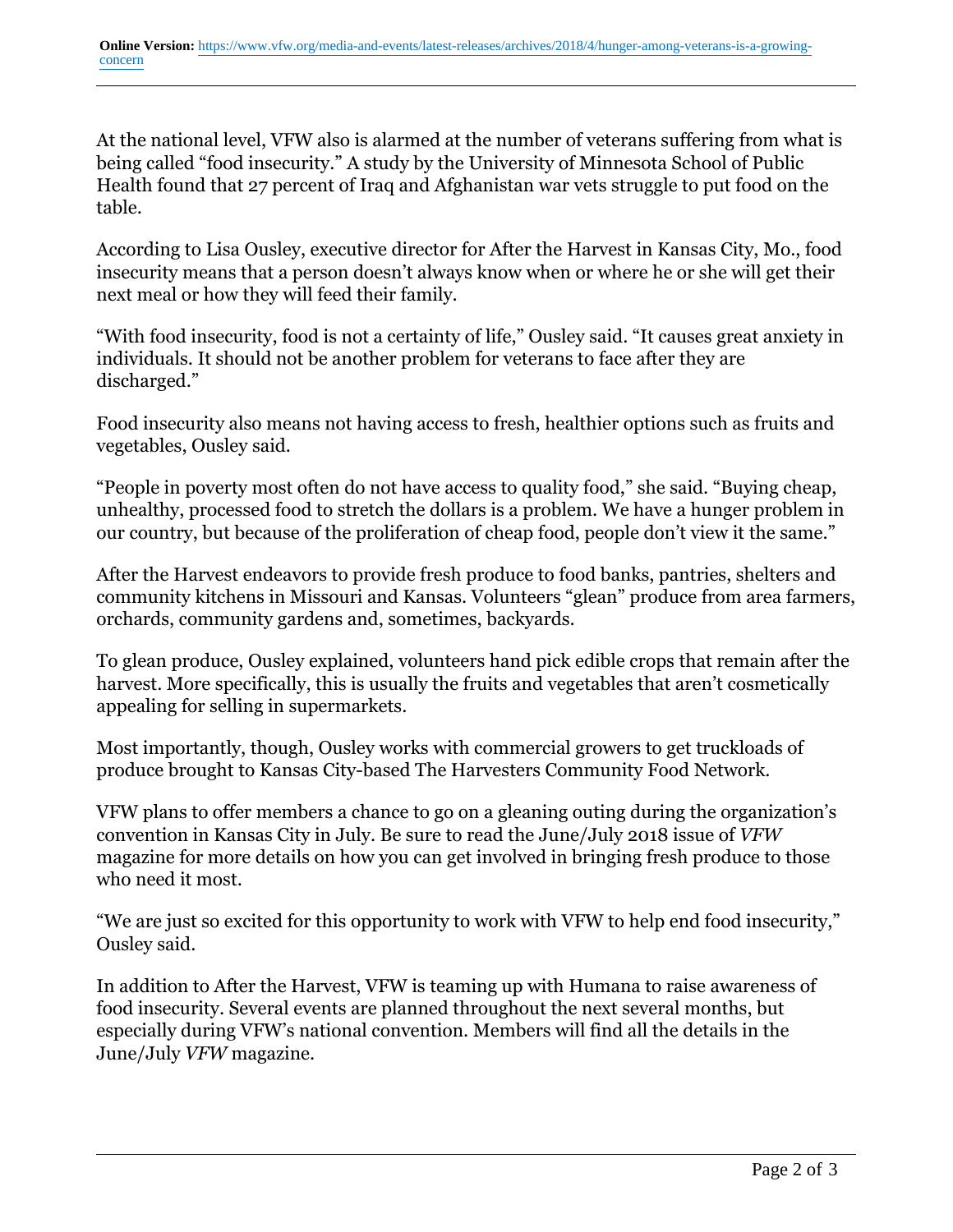At the national level, VFW also is alarmed at the number of veterans suffering from what is being called “food insecurity.” A study by the University of Minnesota School of Public Health found that 27 percent of Iraq and Afghanistan war vets struggle to put food on the table.

According to Lisa Ousley, executive director for After the Harvest in Kansas City, Mo., food insecurity means that a person doesn’t always know when or where he or she will get their next meal or how they will feed their family.

“With food insecurity, food is not a certainty of life,” Ousley said. “It causes great anxiety in individuals. It should not be another problem for veterans to face after they are discharged.”

Food insecurity also means not having access to fresh, healthier options such as fruits and vegetables, Ousley said.

“People in poverty most often do not have access to quality food,” she said. “Buying cheap, unhealthy, processed food to stretch the dollars is a problem. We have a hunger problem in our country, but because of the proliferation of cheap food, people don’t view it the same.”

After the Harvest endeavors to provide fresh produce to food banks, pantries, shelters and community kitchens in Missouri and Kansas. Volunteers “glean” produce from area farmers, orchards, community gardens and, sometimes, backyards.

To glean produce, Ousley explained, volunteers hand pick edible crops that remain after the harvest. More specifically, this is usually the fruits and vegetables that aren’t cosmetically appealing for selling in supermarkets.

Most importantly, though, Ousley works with commercial growers to get truckloads of produce brought to Kansas City-based The Harvesters Community Food Network.

VFW plans to offer members a chance to go on a gleaning outing during the organization’s convention in Kansas City in July. Be sure to read the June/July 2018 issue of *VFW* magazine for more details on how you can get involved in bringing fresh produce to those who need it most.

“We are just so excited for this opportunity to work with VFW to help end food insecurity,” Ousley said.

In addition to After the Harvest, VFW is teaming up with Humana to raise awareness of food insecurity. Several events are planned throughout the next several months, but especially during VFW’s national convention. Members will find all the details in the June/July *VFW* magazine.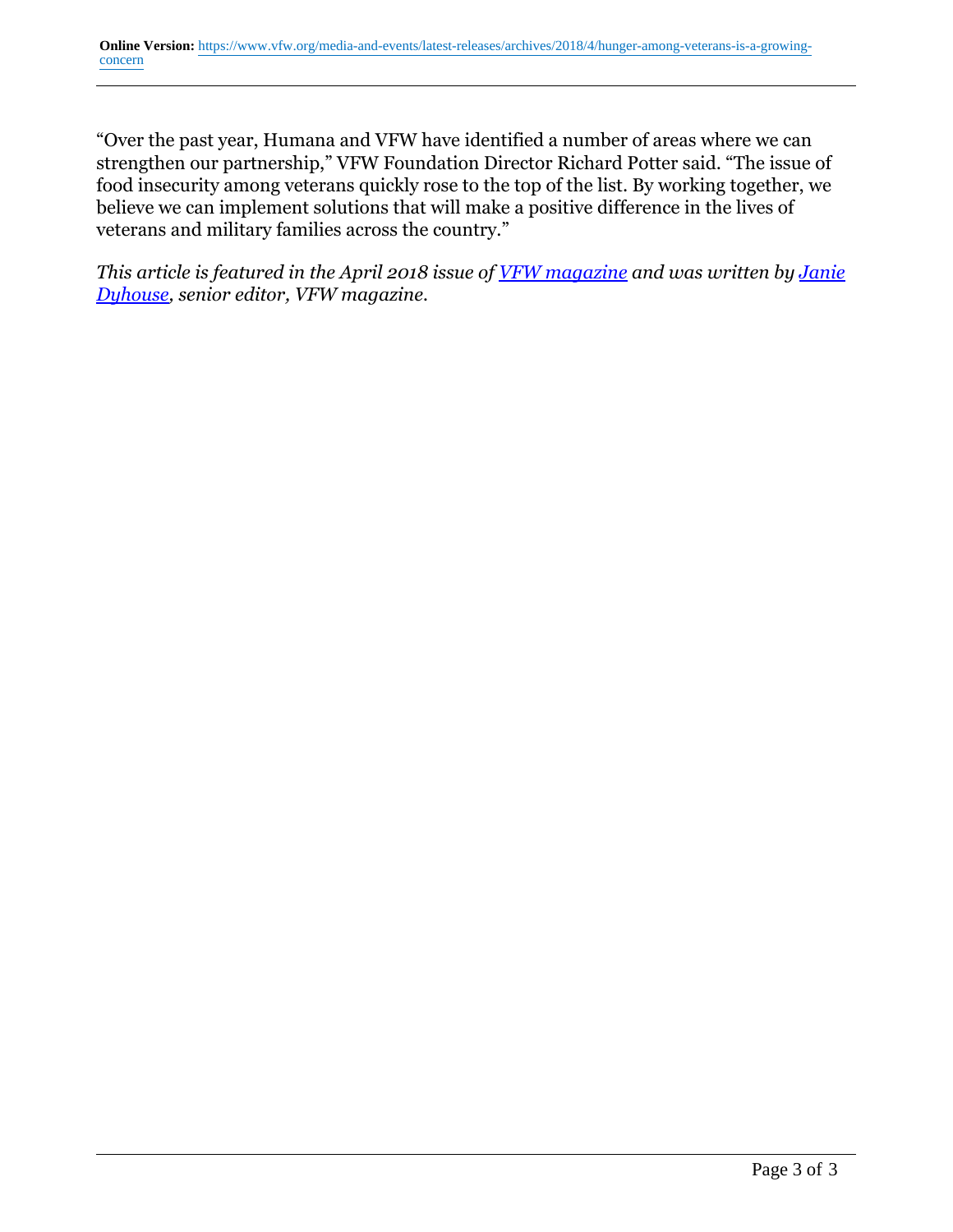"Over the past year, Humana and VFW have identified a number of areas where we can strengthen our partnership," VFW Foundation Director Richard Potter said. "The issue of food insecurity among veterans quickly rose to the top of the list. By working together, we believe we can implement solutions that will make a positive difference in the lives of veterans and military families across the country."

*This article is featured in the April 2018 issue of [VFW magazine]() and was written by [Janie Dyhouse](), senior editor, VFW magazine.*